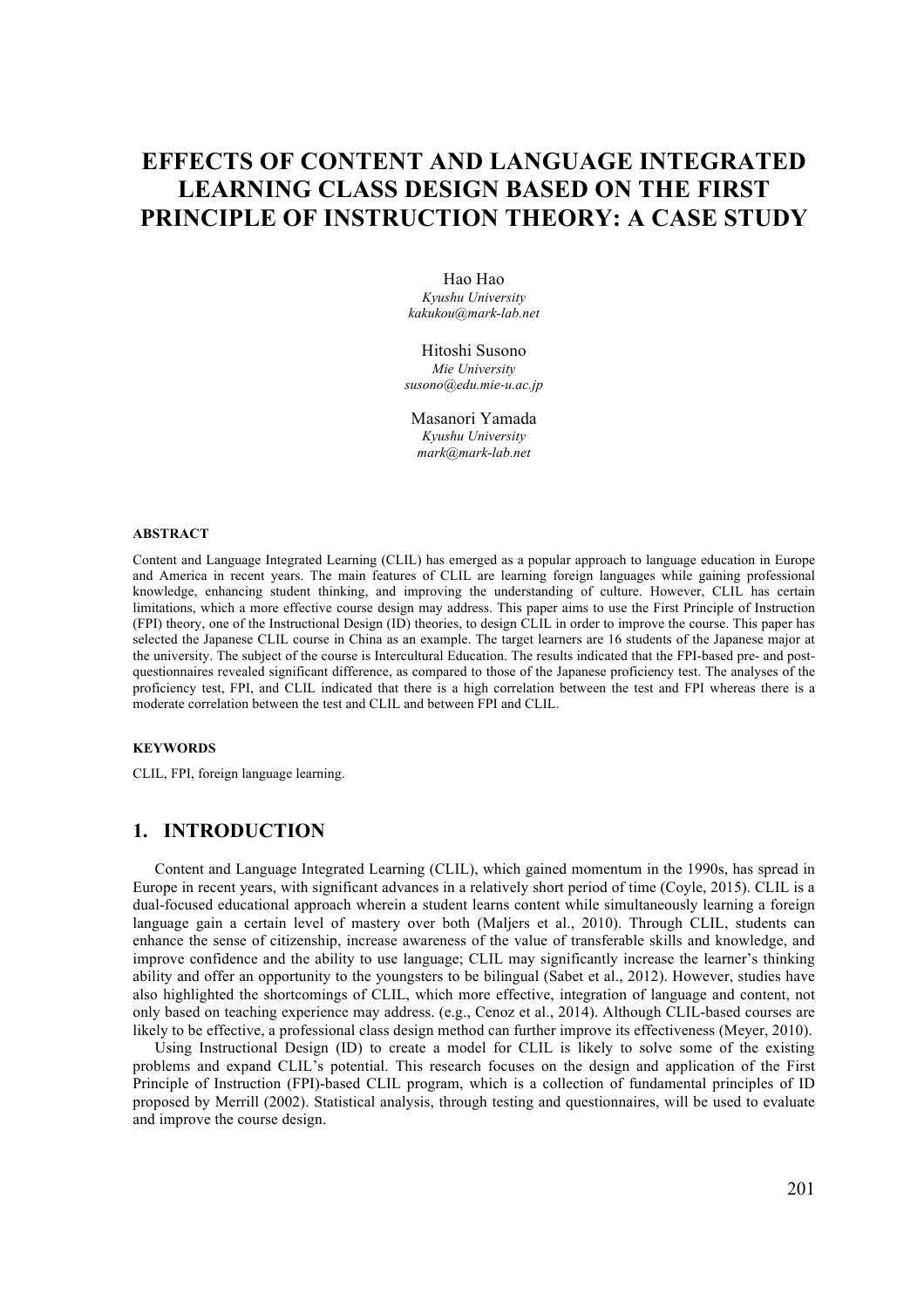# EFFECTS OF CONTENT AND LANGUAGE INTEGRATED LEARNING CLASS DESIGN BASED ON THE FIRST PRINCIPLE OF INSTRUCTION THEORY: A CASE STUDY

Hao Hao
*Kyushu University*
*kakukou@mark-lab.net*

Hitoshi Susono
*Mie University*
*susono@edu.mie-u.ac.jp*

Masanori Yamada
*Kyushu University*
*mark@mark-lab.net*

#### ABSTRACT

Content and Language Integrated Learning (CLIL) has emerged as a popular approach to language education in Europe and America in recent years. The main features of CLIL are learning foreign languages while gaining professional knowledge, enhancing student thinking, and improving the understanding of culture. However, CLIL has certain limitations, which a more effective course design may address. This paper aims to use the First Principle of Instruction (FPI) theory, one of the Instructional Design (ID) theories, to design CLIL in order to improve the course. This paper has selected the Japanese CLIL course in China as an example. The target learners are 16 students of the Japanese major at the university. The subject of the course is Intercultural Education. The results indicated that the FPI-based pre- and post-questionnaires revealed significant difference, as compared to those of the Japanese proficiency test. The analyses of the proficiency test, FPI, and CLIL indicated that there is a high correlation between the test and FPI whereas there is a moderate correlation between the test and CLIL and between FPI and CLIL.

#### KEYWORDS

CLIL, FPI, foreign language learning.

## 1. INTRODUCTION

Content and Language Integrated Learning (CLIL), which gained momentum in the 1990s, has spread in Europe in recent years, with significant advances in a relatively short period of time (Coyle, 2015). CLIL is a dual-focused educational approach wherein a student learns content while simultaneously learning a foreign language gain a certain level of mastery over both (Maljers et al., 2010). Through CLIL, students can enhance the sense of citizenship, increase awareness of the value of transferable skills and knowledge, and improve confidence and the ability to use language; CLIL may significantly increase the learner's thinking ability and offer an opportunity to the youngsters to be bilingual (Sabet et al., 2012). However, studies have also highlighted the shortcomings of CLIL, which more effective, integration of language and content, not only based on teaching experience may address. (e.g., Cenoz et al., 2014). Although CLIL-based courses are likely to be effective, a professional class design method can further improve its effectiveness (Meyer, 2010).

Using Instructional Design (ID) to create a model for CLIL is likely to solve some of the existing problems and expand CLIL's potential. This research focuses on the design and application of the First Principle of Instruction (FPI)-based CLIL program, which is a collection of fundamental principles of ID proposed by Merrill (2002). Statistical analysis, through testing and questionnaires, will be used to evaluate and improve the course design.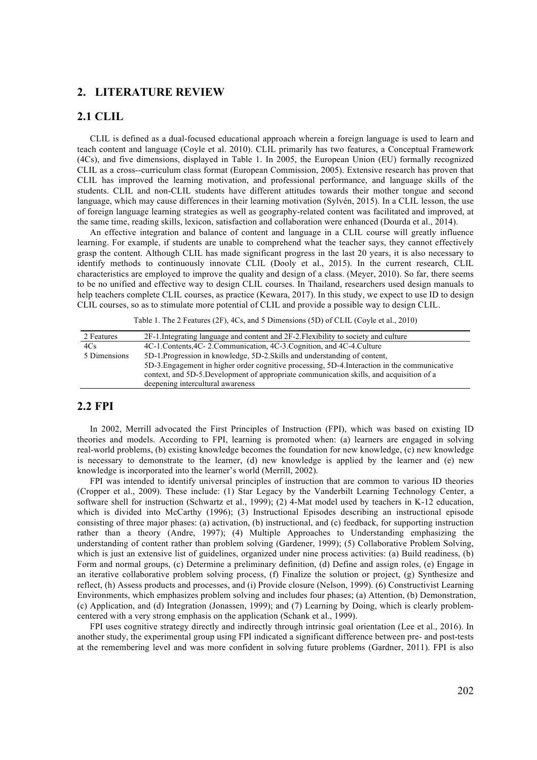## 2. LITERATURE REVIEW

### 2.1 CLIL

CLIL is defined as a dual-focused educational approach wherein a foreign language is used to learn and teach content and language (Coyle et al. 2010). CLIL primarily has two features, a Conceptual Framework (4Cs), and five dimensions, displayed in Table 1. In 2005, the European Union (EU) formally recognized CLIL as a cross--curriculum class format (European Commission, 2005). Extensive research has proven that CLIL has improved the learning motivation, and professional performance, and language skills of the students. CLIL and non-CLIL students have different attitudes towards their mother tongue and second language, which may cause differences in their learning motivation (Sylvén, 2015). In a CLIL lesson, the use of foreign language learning strategies as well as geography-related content was facilitated and improved, at the same time, reading skills, lexicon, satisfaction and collaboration were enhanced (Dourda et al., 2014).

An effective integration and balance of content and language in a CLIL course will greatly influence learning. For example, if students are unable to comprehend what the teacher says, they cannot effectively grasp the content. Although CLIL has made significant progress in the last 20 years, it is also necessary to identify methods to continuously innovate CLIL (Dooly et al., 2015). In the current research, CLIL characteristics are employed to improve the quality and design of a class. (Meyer, 2010). So far, there seems to be no unified and effective way to design CLIL courses. In Thailand, researchers used design manuals to help teachers complete CLIL courses, as practice (Kewara, 2017). In this study, we expect to use ID to design CLIL courses, so as to stimulate more potential of CLIL and provide a possible way to design CLIL.

Table 1. The 2 Features (2F), 4Cs, and 5 Dimensions (5D) of CLIL (Coyle et al., 2010)

| | |
|---|---|
| 2 Features | 2F-1.Integrating language and content and 2F-2.Flexibility to society and culture |
| 4Cs | 4C-1.Contents,4C- 2.Communication, 4C-3.Cognition, and 4C-4.Culture |
| 5 Dimensions | 5D-1.Progression in knowledge, 5D-2.Skills and understanding of content, 5D-3.Engagement in higher order cognitive processing, 5D-4.Interaction in the communicative context, and 5D-5.Development of appropriate communication skills, and acquisition of a deepening intercultural awareness |

### 2.2 FPI

In 2002, Merrill advocated the First Principles of Instruction (FPI), which was based on existing ID theories and models. According to FPI, learning is promoted when: (a) learners are engaged in solving real-world problems, (b) existing knowledge becomes the foundation for new knowledge, (c) new knowledge is necessary to demonstrate to the learner, (d) new knowledge is applied by the learner and (e) new knowledge is incorporated into the learner's world (Merrill, 2002).

FPI was intended to identify universal principles of instruction that are common to various ID theories (Cropper et al., 2009). These include: (1) Star Legacy by the Vanderbilt Learning Technology Center, a software shell for instruction (Schwartz et al., 1999); (2) 4-Mat model used by teachers in K-12 education, which is divided into McCarthy (1996); (3) Instructional Episodes describing an instructional episode consisting of three major phases: (a) activation, (b) instructional, and (c) feedback, for supporting instruction rather than a theory (Andre, 1997); (4) Multiple Approaches to Understanding emphasizing the understanding of content rather than problem solving (Gardener, 1999); (5) Collaborative Problem Solving, which is just an extensive list of guidelines, organized under nine process activities: (a) Build readiness, (b) Form and normal groups, (c) Determine a preliminary definition, (d) Define and assign roles, (e) Engage in an iterative collaborative problem solving process, (f) Finalize the solution or project, (g) Synthesize and reflect, (h) Assess products and processes, and (i) Provide closure (Nelson, 1999). (6) Constructivist Learning Environments, which emphasizes problem solving and includes four phases; (a) Attention, (b) Demonstration, (c) Application, and (d) Integration (Jonassen, 1999); and (7) Learning by Doing, which is clearly problem-centered with a very strong emphasis on the application (Schank et al., 1999).

FPI uses cognitive strategy directly and indirectly through intrinsic goal orientation (Lee et al., 2016). In another study, the experimental group using FPI indicated a significant difference between pre- and post-tests at the remembering level and was more confident in solving future problems (Gardner, 2011). FPI is also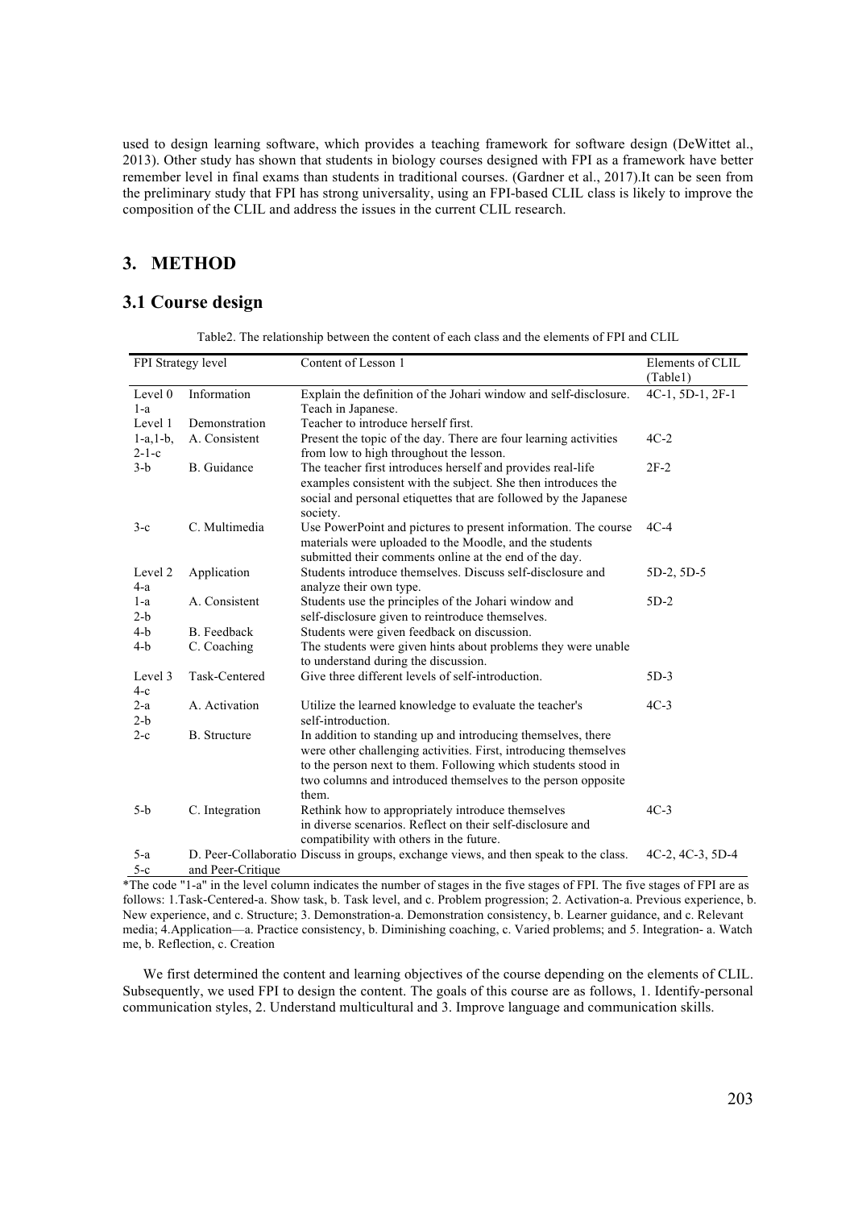used to design learning software, which provides a teaching framework for software design (DeWittet al., 2013). Other study has shown that students in biology courses designed with FPI as a framework have better remember level in final exams than students in traditional courses. (Gardner et al., 2017).It can be seen from the preliminary study that FPI has strong universality, using an FPI-based CLIL class is likely to improve the composition of the CLIL and address the issues in the current CLIL research.

## 3. METHOD

### 3.1 Course design

Table2. The relationship between the content of each class and the elements of FPI and CLIL

| FPI Strategy level | | Content of Lesson 1 | Elements of CLIL (Table1) |
|---|---|---|---|
| Level 0 1-a | Information | Explain the definition of the Johari window and self-disclosure. Teach in Japanese. | 4C-1, 5D-1, 2F-1 |
| Level 1 | Demonstration | Teacher to introduce herself first. | |
| 1-a,1-b, 2-1-c | A. Consistent | Present the topic of the day. There are four learning activities from low to high throughout the lesson. | 4C-2 |
| 3-b | B. Guidance | The teacher first introduces herself and provides real-life examples consistent with the subject. She then introduces the social and personal etiquettes that are followed by the Japanese society. | 2F-2 |
| 3-c | C. Multimedia | Use PowerPoint and pictures to present information. The course materials were uploaded to the Moodle, and the students submitted their comments online at the end of the day. | 4C-4 |
| Level 2 4-a | Application | Students introduce themselves. Discuss self-disclosure and analyze their own type. | 5D-2, 5D-5 |
| 1-a 2-b | A. Consistent | Students use the principles of the Johari window and self-disclosure given to reintroduce themselves. | 5D-2 |
| 4-b | B. Feedback | Students were given feedback on discussion. | |
| 4-b | C. Coaching | The students were given hints about problems they were unable to understand during the discussion. | |
| Level 3 4-c | Task-Centered | Give three different levels of self-introduction. | 5D-3 |
| 2-a 2-b | A. Activation | Utilize the learned knowledge to evaluate the teacher's self-introduction. | 4C-3 |
| 2-c | B. Structure | In addition to standing up and introducing themselves, there were other challenging activities. First, introducing themselves to the person next to them. Following which students stood in two columns and introduced themselves to the person opposite them. | |
| 5-b | C. Integration | Rethink how to appropriately introduce themselves in diverse scenarios. Reflect on their self-disclosure and compatibility with others in the future. | 4C-3 |
| 5-a 5-c | D. Peer-Collaboratio and Peer-Critique | Discuss in groups, exchange views, and then speak to the class. | 4C-2, 4C-3, 5D-4 |

*The code "1-a" in the level column indicates the number of stages in the five stages of FPI. The five stages of FPI are as follows: 1.Task-Centered-a. Show task, b. Task level, and c. Problem progression; 2. Activation-a. Previous experience, b. New experience, and c. Structure; 3. Demonstration-a. Demonstration consistency, b. Learner guidance, and c. Relevant media; 4.Application—a. Practice consistency, b. Diminishing coaching, c. Varied problems; and 5. Integration- a. Watch me, b. Reflection, c. Creation

We first determined the content and learning objectives of the course depending on the elements of CLIL. Subsequently, we used FPI to design the content. The goals of this course are as follows, 1. Identify-personal communication styles, 2. Understand multicultural and 3. Improve language and communication skills.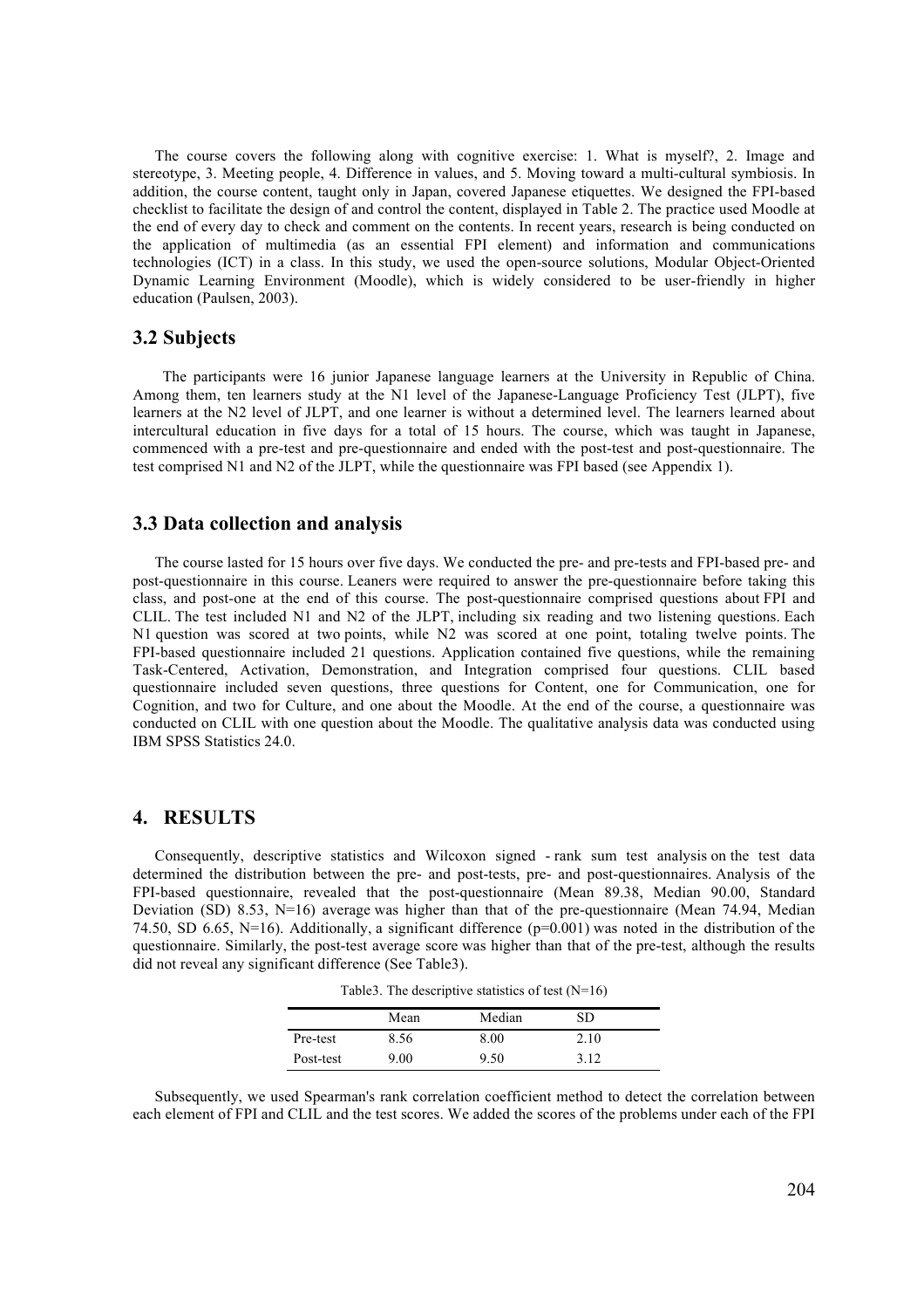The course covers the following along with cognitive exercise: 1. What is myself?, 2. Image and stereotype, 3. Meeting people, 4. Difference in values, and 5. Moving toward a multi-cultural symbiosis. In addition, the course content, taught only in Japan, covered Japanese etiquettes. We designed the FPI-based checklist to facilitate the design of and control the content, displayed in Table 2. The practice used Moodle at the end of every day to check and comment on the contents. In recent years, research is being conducted on the application of multimedia (as an essential FPI element) and information and communications technologies (ICT) in a class. In this study, we used the open-source solutions, Modular Object-Oriented Dynamic Learning Environment (Moodle), which is widely considered to be user-friendly in higher education (Paulsen, 2003).

### 3.2 Subjects

The participants were 16 junior Japanese language learners at the University in Republic of China. Among them, ten learners study at the N1 level of the Japanese-Language Proficiency Test (JLPT), five learners at the N2 level of JLPT, and one learner is without a determined level. The learners learned about intercultural education in five days for a total of 15 hours. The course, which was taught in Japanese, commenced with a pre-test and pre-questionnaire and ended with the post-test and post-questionnaire. The test comprised N1 and N2 of the JLPT, while the questionnaire was FPI based (see Appendix 1).

### 3.3 Data collection and analysis

The course lasted for 15 hours over five days. We conducted the pre- and pre-tests and FPI-based pre- and post-questionnaire in this course. Leaners were required to answer the pre-questionnaire before taking this class, and post-one at the end of this course. The post-questionnaire comprised questions about FPI and CLIL. The test included N1 and N2 of the JLPT, including six reading and two listening questions. Each N1 question was scored at two points, while N2 was scored at one point, totaling twelve points. The FPI-based questionnaire included 21 questions. Application contained five questions, while the remaining Task-Centered, Activation, Demonstration, and Integration comprised four questions. CLIL based questionnaire included seven questions, three questions for Content, one for Communication, one for Cognition, and two for Culture, and one about the Moodle. At the end of the course, a questionnaire was conducted on CLIL with one question about the Moodle. The qualitative analysis data was conducted using IBM SPSS Statistics 24.0.

## 4. RESULTS

Consequently, descriptive statistics and Wilcoxon signed - rank sum test analysis on the test data determined the distribution between the pre- and post-tests, pre- and post-questionnaires. Analysis of the FPI-based questionnaire, revealed that the post-questionnaire (Mean 89.38, Median 90.00, Standard Deviation (SD) 8.53, N=16) average was higher than that of the pre-questionnaire (Mean 74.94, Median 74.50, SD 6.65, N=16). Additionally, a significant difference ($p=0.001$) was noted in the distribution of the questionnaire. Similarly, the post-test average score was higher than that of the pre-test, although the results did not reveal any significant difference (See Table3).

Table3. The descriptive statistics of test (N=16)

| | Mean | Median | SD |
|---|---|---|---|
| Pre-test | 8.56 | 8.00 | 2.10 |
| Post-test | 9.00 | 9.50 | 3.12 |

Subsequently, we used Spearman's rank correlation coefficient method to detect the correlation between each element of FPI and CLIL and the test scores. We added the scores of the problems under each of the FPI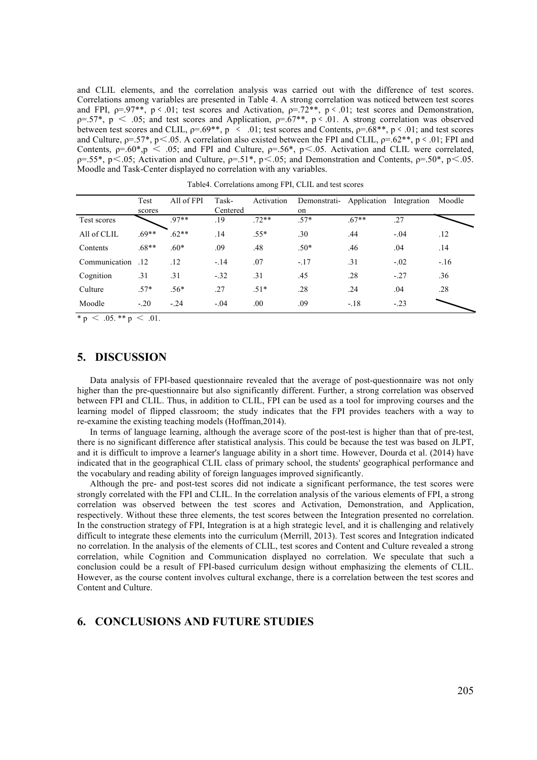and CLIL elements, and the correlation analysis was carried out with the difference of test scores. Correlations among variables are presented in Table 4. A strong correlation was noticed between test scores and FPI, ρ=.97**, $p < .01$; test scores and Activation, ρ=.72**, $p < .01$; test scores and Demonstration, ρ=.57*, $p < .05$; and test scores and Application, ρ=.67**, $p < .01$. A strong correlation was observed between test scores and CLIL, ρ=.69**, $p < .01$; test scores and Contents, ρ=.68**, $p < .01$; and test scores and Culture, ρ=.57*, $p < .05$. A correlation also existed between the FPI and CLIL, ρ=.62**, $p < .01$; FPI and Contents, ρ=.60*, $p < .05$; and FPI and Culture, ρ=.56*, $p < .05$. Activation and CLIL were correlated, ρ=.55*, $p < .05$; Activation and Culture, ρ=.51*, $p < .05$; and Demonstration and Contents, ρ=.50*, $p < .05$. Moodle and Task-Center displayed no correlation with any variables.

Table4. Correlations among FPI, CLIL and test scores

| | Test scores | All of FPI | Task-Centered | Activation | Demonstration | Application | Integration | Moodle |
|---|---|---|---|---|---|---|---|---|
| Test scores | | .97** | .19 | .72** | .57* | .67** | .27 | |
| All of CLIL | .69** | .62** | .14 | .55* | .30 | .44 | -.04 | .12 |
| Contents | .68** | .60* | .09 | .48 | .50* | .46 | .04 | .14 |
| Communication | .12 | .12 | -.14 | .07 | -.17 | .31 | -.02 | -.16 |
| Cognition | .31 | .31 | -.32 | .31 | .45 | .28 | -.27 | .36 |
| Culture | .57* | .56* | .27 | .51* | .28 | .24 | .04 | .28 |
| Moodle | -.20 | -.24 | -.04 | .00 | .09 | -.18 | -.23 | |

* $p < .05$. ** $p < .01$.

## 5. DISCUSSION

Data analysis of FPI-based questionnaire revealed that the average of post-questionnaire was not only higher than the pre-questionnaire but also significantly different. Further, a strong correlation was observed between FPI and CLIL. Thus, in addition to CLIL, FPI can be used as a tool for improving courses and the learning model of flipped classroom; the study indicates that the FPI provides teachers with a way to re-examine the existing teaching models (Hoffman,2014).

In terms of language learning, although the average score of the post-test is higher than that of pre-test, there is no significant difference after statistical analysis. This could be because the test was based on JLPT, and it is difficult to improve a learner's language ability in a short time. However, Dourda et al. (2014) have indicated that in the geographical CLIL class of primary school, the students' geographical performance and the vocabulary and reading ability of foreign languages improved significantly.

Although the pre- and post-test scores did not indicate a significant performance, the test scores were strongly correlated with the FPI and CLIL. In the correlation analysis of the various elements of FPI, a strong correlation was observed between the test scores and Activation, Demonstration, and Application, respectively. Without these three elements, the test scores between the Integration presented no correlation. In the construction strategy of FPI, Integration is at a high strategic level, and it is challenging and relatively difficult to integrate these elements into the curriculum (Merrill, 2013). Test scores and Integration indicated no correlation. In the analysis of the elements of CLIL, test scores and Content and Culture revealed a strong correlation, while Cognition and Communication displayed no correlation. We speculate that such a conclusion could be a result of FPI-based curriculum design without emphasizing the elements of CLIL. However, as the course content involves cultural exchange, there is a correlation between the test scores and Content and Culture.

## 6. CONCLUSIONS AND FUTURE STUDIES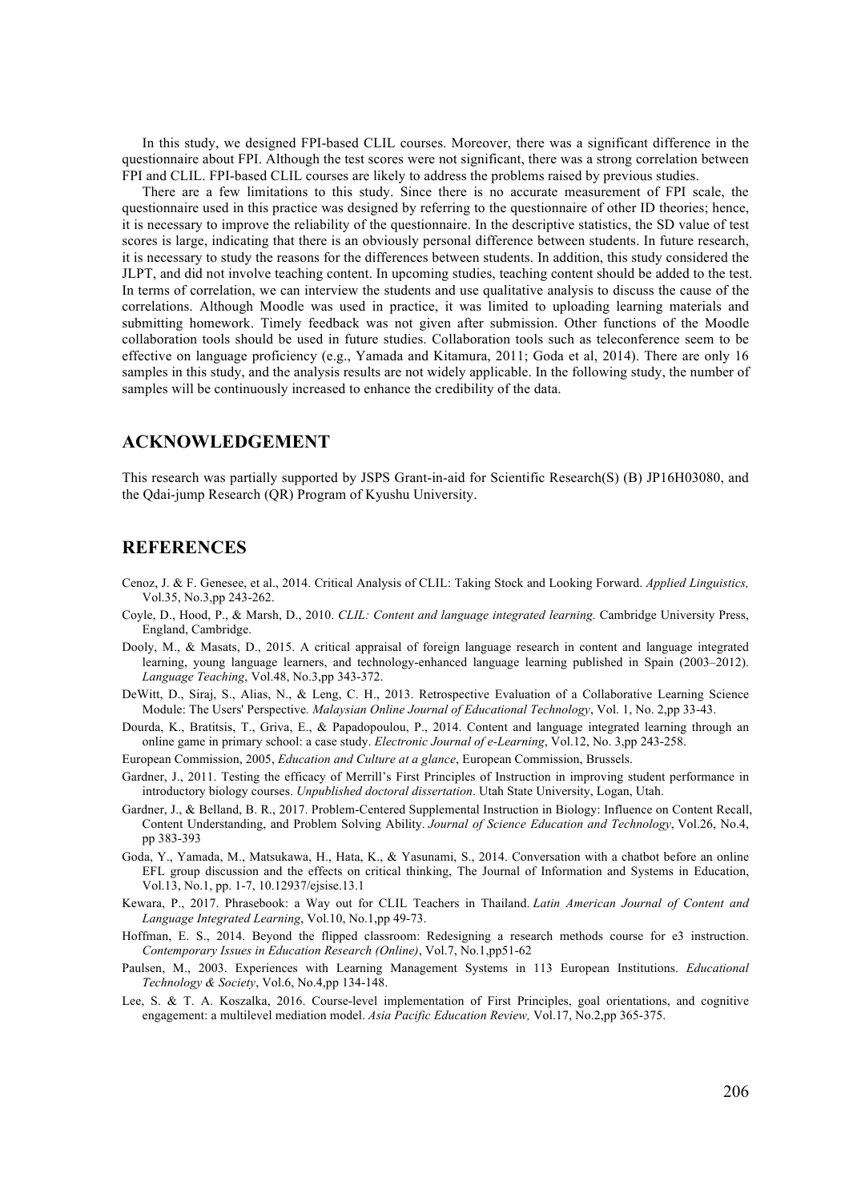In this study, we designed FPI-based CLIL courses. Moreover, there was a significant difference in the questionnaire about FPI. Although the test scores were not significant, there was a strong correlation between FPI and CLIL. FPI-based CLIL courses are likely to address the problems raised by previous studies.

There are a few limitations to this study. Since there is no accurate measurement of FPI scale, the questionnaire used in this practice was designed by referring to the questionnaire of other ID theories; hence, it is necessary to improve the reliability of the questionnaire. In the descriptive statistics, the SD value of test scores is large, indicating that there is an obviously personal difference between students. In future research, it is necessary to study the reasons for the differences between students. In addition, this study considered the JLPT, and did not involve teaching content. In upcoming studies, teaching content should be added to the test. In terms of correlation, we can interview the students and use qualitative analysis to discuss the cause of the correlations. Although Moodle was used in practice, it was limited to uploading learning materials and submitting homework. Timely feedback was not given after submission. Other functions of the Moodle collaboration tools should be used in future studies. Collaboration tools such as teleconference seem to be effective on language proficiency (e.g., Yamada and Kitamura, 2011; Goda et al, 2014). There are only 16 samples in this study, and the analysis results are not widely applicable. In the following study, the number of samples will be continuously increased to enhance the credibility of the data.

## ACKNOWLEDGEMENT

This research was partially supported by JSPS Grant-in-aid for Scientific Research(S) (B) JP16H03080, and the Qdai-jump Research (QR) Program of Kyushu University.

## REFERENCES

Cenoz, J. & F. Genesee, et al., 2014. Critical Analysis of CLIL: Taking Stock and Looking Forward. *Applied Linguistics,* Vol.35, No.3,pp 243-262.

Coyle, D., Hood, P., & Marsh, D., 2010. *CLIL: Content and language integrated learning.* Cambridge University Press, England, Cambridge.

Dooly, M., & Masats, D., 2015. A critical appraisal of foreign language research in content and language integrated learning, young language learners, and technology-enhanced language learning published in Spain (2003–2012). *Language Teaching*, Vol.48, No.3,pp 343-372.

DeWitt, D., Siraj, S., Alias, N., & Leng, C. H., 2013. Retrospective Evaluation of a Collaborative Learning Science Module: The Users' Perspective*. Malaysian Online Journal of Educational Technology*, Vol. 1, No. 2,pp 33-43.

Dourda, K., Bratitsis, T., Griva, E., & Papadopoulou, P., 2014. Content and language integrated learning through an online game in primary school: a case study. *Electronic Journal of e-Learning*, Vol.12, No. 3,pp 243-258.

European Commission, 2005, *Education and Culture at a glance*, European Commission, Brussels.

Gardner, J., 2011. Testing the efficacy of Merrill's First Principles of Instruction in improving student performance in introductory biology courses. *Unpublished doctoral dissertation*. Utah State University, Logan, Utah.

Gardner, J., & Belland, B. R., 2017. Problem-Centered Supplemental Instruction in Biology: Influence on Content Recall, Content Understanding, and Problem Solving Ability. *Journal of Science Education and Technology*, Vol.26, No.4, pp 383-393

Goda, Y., Yamada, M., Matsukawa, H., Hata, K., & Yasunami, S., 2014. Conversation with a chatbot before an online EFL group discussion and the effects on critical thinking, The Journal of Information and Systems in Education, Vol.13, No.1, pp. 1-7, 10.12937/ejsise.13.1

Kewara, P., 2017. Phrasebook: a Way out for CLIL Teachers in Thailand. *Latin American Journal of Content and Language Integrated Learning*, Vol.10, No.1,pp 49-73.

Hoffman, E. S., 2014. Beyond the flipped classroom: Redesigning a research methods course for e3 instruction. *Contemporary Issues in Education Research (Online)*, Vol.7, No.1,pp51-62

Paulsen, M., 2003. Experiences with Learning Management Systems in 113 European Institutions. *Educational Technology & Society*, Vol.6, No.4,pp 134-148.

Lee, S. & T. A. Koszalka, 2016. Course-level implementation of First Principles, goal orientations, and cognitive engagement: a multilevel mediation model. *Asia Pacific Education Review,* Vol.17, No.2,pp 365-375.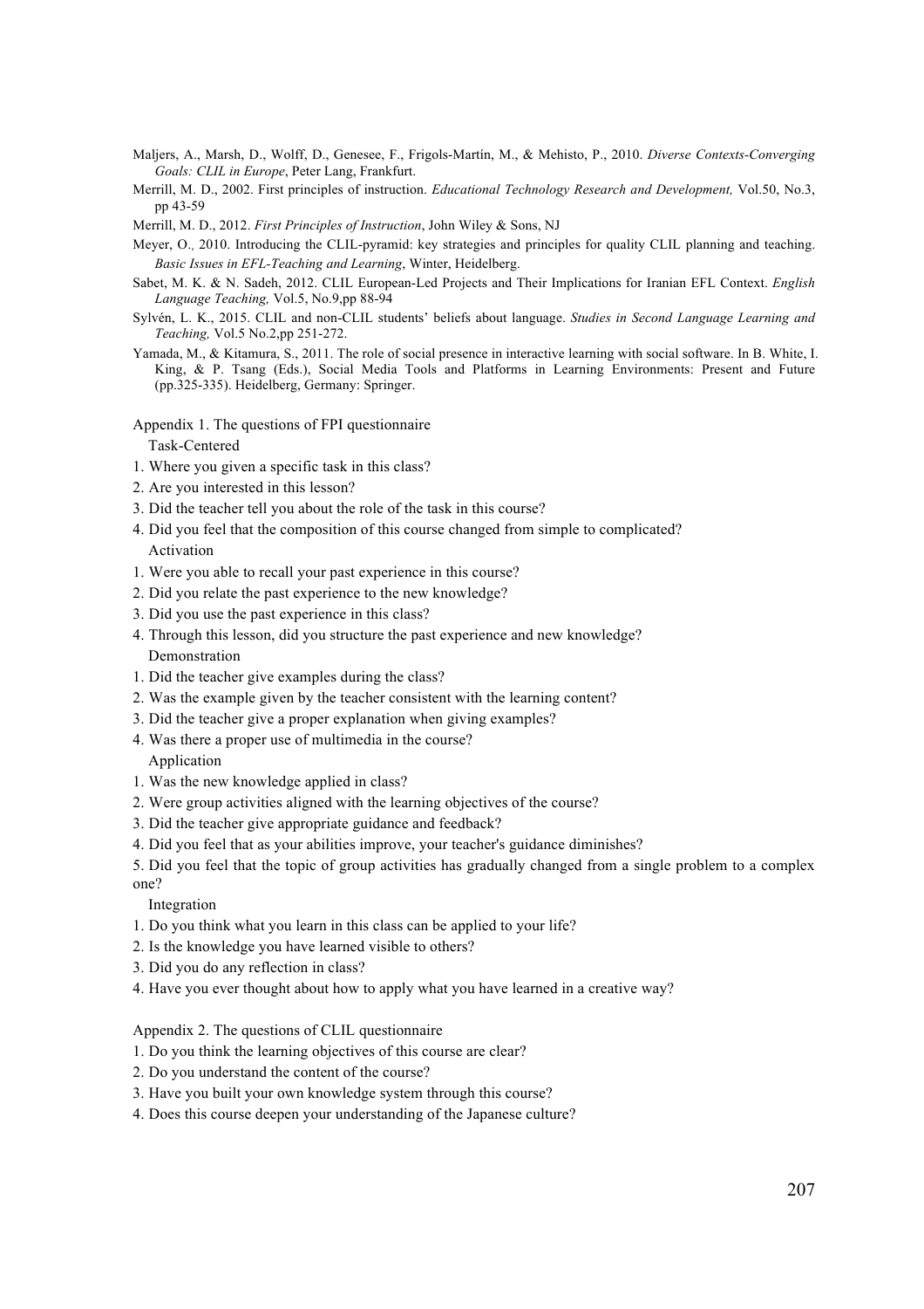Maljers, A., Marsh, D., Wolff, D., Genesee, F., Frigols-Martín, M., & Mehisto, P., 2010. *Diverse Contexts-Converging Goals: CLIL in Europe*, Peter Lang, Frankfurt.

Merrill, M. D., 2002. First principles of instruction. *Educational Technology Research and Development,* Vol.50, No.3, pp 43-59

Merrill, M. D., 2012. *First Principles of Instruction*, John Wiley & Sons, NJ

Meyer, O., 2010. Introducing the CLIL-pyramid: key strategies and principles for quality CLIL planning and teaching. *Basic Issues in EFL-Teaching and Learning*, Winter, Heidelberg.

Sabet, M. K. & N. Sadeh, 2012. CLIL European-Led Projects and Their Implications for Iranian EFL Context. *English Language Teaching,* Vol.5, No.9,pp 88-94

Sylvén, L. K., 2015. CLIL and non-CLIL students' beliefs about language. *Studies in Second Language Learning and Teaching,* Vol.5 No.2,pp 251-272.

Yamada, M., & Kitamura, S., 2011. The role of social presence in interactive learning with social software. In B. White, I. King, & P. Tsang (Eds.), Social Media Tools and Platforms in Learning Environments: Present and Future (pp.325-335). Heidelberg, Germany: Springer.

Appendix 1. The questions of FPI questionnaire

Task-Centered

1. Where you given a specific task in this class?
2. Are you interested in this lesson?
3. Did the teacher tell you about the role of the task in this course?
4. Did you feel that the composition of this course changed from simple to complicated?

Activation

1. Were you able to recall your past experience in this course?
2. Did you relate the past experience to the new knowledge?
3. Did you use the past experience in this class?
4. Through this lesson, did you structure the past experience and new knowledge?

Demonstration

1. Did the teacher give examples during the class?
2. Was the example given by the teacher consistent with the learning content?
3. Did the teacher give a proper explanation when giving examples?
4. Was there a proper use of multimedia in the course?

Application

1. Was the new knowledge applied in class?
2. Were group activities aligned with the learning objectives of the course?
3. Did the teacher give appropriate guidance and feedback?
4. Did you feel that as your abilities improve, your teacher's guidance diminishes?
5. Did you feel that the topic of group activities has gradually changed from a single problem to a complex one?

Integration

1. Do you think what you learn in this class can be applied to your life?
2. Is the knowledge you have learned visible to others?
3. Did you do any reflection in class?
4. Have you ever thought about how to apply what you have learned in a creative way?

Appendix 2. The questions of CLIL questionnaire

1. Do you think the learning objectives of this course are clear?
2. Do you understand the content of the course?
3. Have you built your own knowledge system through this course?
4. Does this course deepen your understanding of the Japanese culture?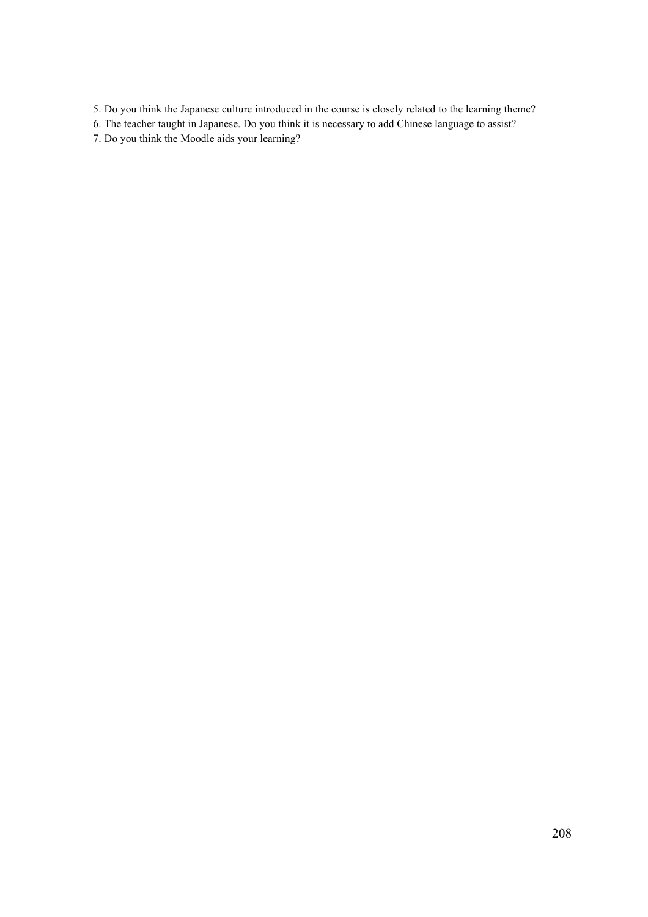5. Do you think the Japanese culture introduced in the course is closely related to the learning theme?
6. The teacher taught in Japanese. Do you think it is necessary to add Chinese language to assist?
7. Do you think the Moodle aids your learning?